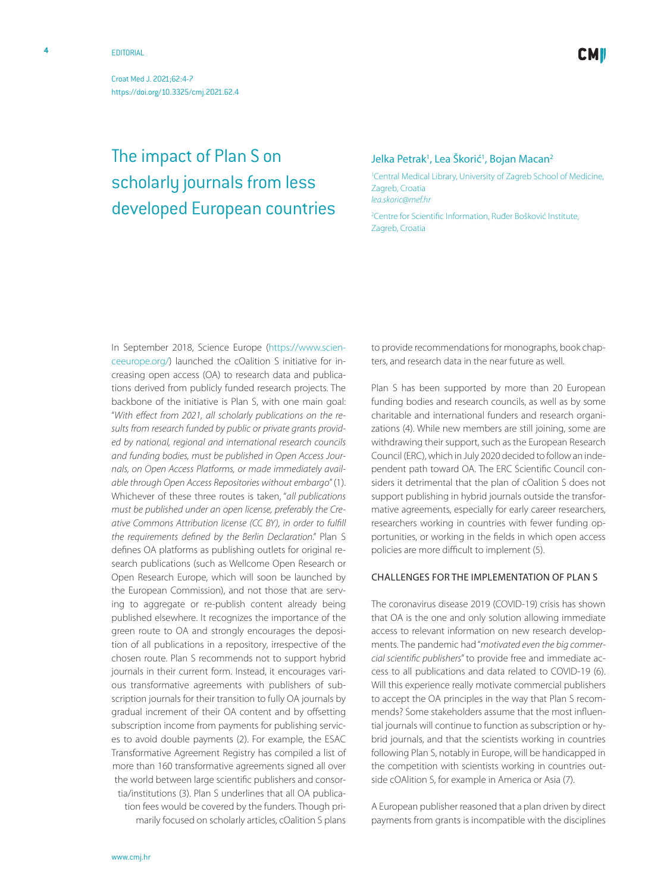EDITORIAL

# The impact of Plan S on scholarly journals from less developed European countries

Jelka Petrak[1], Lea Škorić[1], Bojan Macan[2]

[1]Central Medical Library, University of Zagreb School of Medicine, Zagreb, Croatia
*lea.skoric@mef.hr*

[2]Centre for Scientific Information, Ruđer Bošković Institute, Zagreb, Croatia

In September 2018, Science Europe (https://www.scienceeurope.org/) launched the cOalition S initiative for increasing open access (OA) to research data and publications derived from publicly funded research projects. The backbone of the initiative is Plan S, with one main goal: "*With effect from 2021, all scholarly publications on the results from research funded by public or private grants provided by national, regional and international research councils and funding bodies, must be published in Open Access Journals, on Open Access Platforms, or made immediately available through Open Access Repositories without embargo*" (1). Whichever of these three routes is taken, "*all publications must be published under an open license, preferably the Creative Commons Attribution license (CC BY), in order to fulfill the requirements defined by the Berlin Declaration*." Plan S defines OA platforms as publishing outlets for original research publications (such as Wellcome Open Research or Open Research Europe, which will soon be launched by the European Commission), and not those that are serving to aggregate or re-publish content already being published elsewhere. It recognizes the importance of the green route to OA and strongly encourages the deposition of all publications in a repository, irrespective of the chosen route. Plan S recommends not to support hybrid journals in their current form. Instead, it encourages various transformative agreements with publishers of subscription journals for their transition to fully OA journals by gradual increment of their OA content and by offsetting subscription income from payments for publishing services to avoid double payments (2). For example, the ESAC Transformative Agreement Registry has compiled a list of more than 160 transformative agreements signed all over the world between large scientific publishers and consortia/institutions (3). Plan S underlines that all OA publication fees would be covered by the funders. Though primarily focused on scholarly articles, cOalition S plans to provide recommendations for monographs, book chapters, and research data in the near future as well.

Plan S has been supported by more than 20 European funding bodies and research councils, as well as by some charitable and international funders and research organizations (4). While new members are still joining, some are withdrawing their support, such as the European Research Council (ERC), which in July 2020 decided to follow an independent path toward OA. The ERC Scientific Council considers it detrimental that the plan of cOalition S does not support publishing in hybrid journals outside the transformative agreements, especially for early career researchers, researchers working in countries with fewer funding opportunities, or working in the fields in which open access policies are more difficult to implement (5).

## CHALLENGES FOR THE IMPLEMENTATION OF PLAN S

The coronavirus disease 2019 (COVID-19) crisis has shown that OA is the one and only solution allowing immediate access to relevant information on new research developments. The pandemic had "*motivated even the big commercial scientific publishers*" to provide free and immediate access to all publications and data related to COVID-19 (6). Will this experience really motivate commercial publishers to accept the OA principles in the way that Plan S recommends? Some stakeholders assume that the most influential journals will continue to function as subscription or hybrid journals, and that the scientists working in countries following Plan S, notably in Europe, will be handicapped in the competition with scientists working in countries outside cOAlition S, for example in America or Asia (7).

A European publisher reasoned that a plan driven by direct payments from grants is incompatible with the disciplines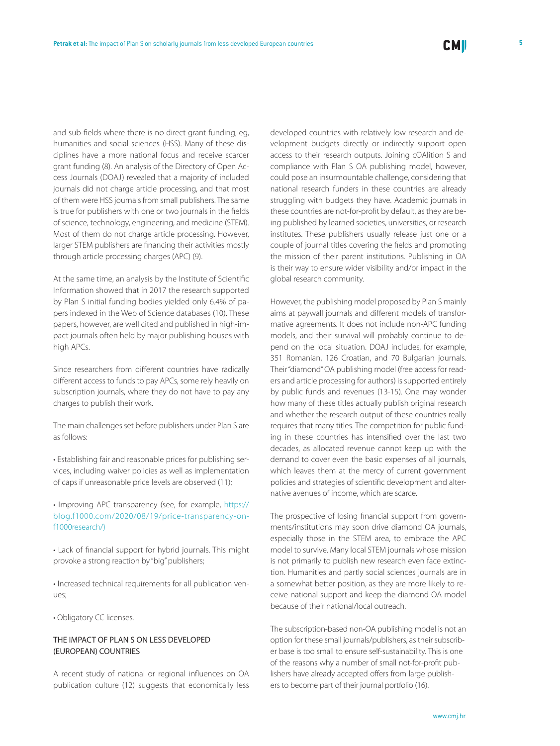and sub-fields where there is no direct grant funding, eg, humanities and social sciences (HSS). Many of these disciplines have a more national focus and receive scarcer grant funding (8). An analysis of the Directory of Open Access Journals (DOAJ) revealed that a majority of included journals did not charge article processing, and that most of them were HSS journals from small publishers. The same is true for publishers with one or two journals in the fields of science, technology, engineering, and medicine (STEM). Most of them do not charge article processing. However, larger STEM publishers are financing their activities mostly through article processing charges (APC) (9).

At the same time, an analysis by the Institute of Scientific Information showed that in 2017 the research supported by Plan S initial funding bodies yielded only 6.4% of papers indexed in the Web of Science databases (10). These papers, however, are well cited and published in high-impact journals often held by major publishing houses with high APCs.

Since researchers from different countries have radically different access to funds to pay APCs, some rely heavily on subscription journals, where they do not have to pay any charges to publish their work.

The main challenges set before publishers under Plan S are as follows:

- Establishing fair and reasonable prices for publishing services, including waiver policies as well as implementation of caps if unreasonable price levels are observed (11);
- Improving APC transparency (see, for example, https://blog.f1000.com/2020/08/19/price-transparency-on-f1000research/)
- Lack of financial support for hybrid journals. This might provoke a strong reaction by "big" publishers;
- Increased technical requirements for all publication venues;
- Obligatory CC licenses.

## THE IMPACT OF PLAN S ON LESS DEVELOPED (EUROPEAN) COUNTRIES

A recent study of national or regional influences on OA publication culture (12) suggests that economically less developed countries with relatively low research and development budgets directly or indirectly support open access to their research outputs. Joining cOAlition S and compliance with Plan S OA publishing model, however, could pose an insurmountable challenge, considering that national research funders in these countries are already struggling with budgets they have. Academic journals in these countries are not-for-profit by default, as they are being published by learned societies, universities, or research institutes. These publishers usually release just one or a couple of journal titles covering the fields and promoting the mission of their parent institutions. Publishing in OA is their way to ensure wider visibility and/or impact in the global research community.

However, the publishing model proposed by Plan S mainly aims at paywall journals and different models of transformative agreements. It does not include non-APC funding models, and their survival will probably continue to depend on the local situation. DOAJ includes, for example, 351 Romanian, 126 Croatian, and 70 Bulgarian journals. Their "diamond" OA publishing model (free access for readers and article processing for authors) is supported entirely by public funds and revenues (13-15). One may wonder how many of these titles actually publish original research and whether the research output of these countries really requires that many titles. The competition for public funding in these countries has intensified over the last two decades, as allocated revenue cannot keep up with the demand to cover even the basic expenses of all journals, which leaves them at the mercy of current government policies and strategies of scientific development and alternative avenues of income, which are scarce.

The prospective of losing financial support from governments/institutions may soon drive diamond OA journals, especially those in the STEM area, to embrace the APC model to survive. Many local STEM journals whose mission is not primarily to publish new research even face extinction. Humanities and partly social sciences journals are in a somewhat better position, as they are more likely to receive national support and keep the diamond OA model because of their national/local outreach.

The subscription-based non-OA publishing model is not an option for these small journals/publishers, as their subscriber base is too small to ensure self-sustainability. This is one of the reasons why a number of small not-for-profit publishers have already accepted offers from large publishers to become part of their journal portfolio (16).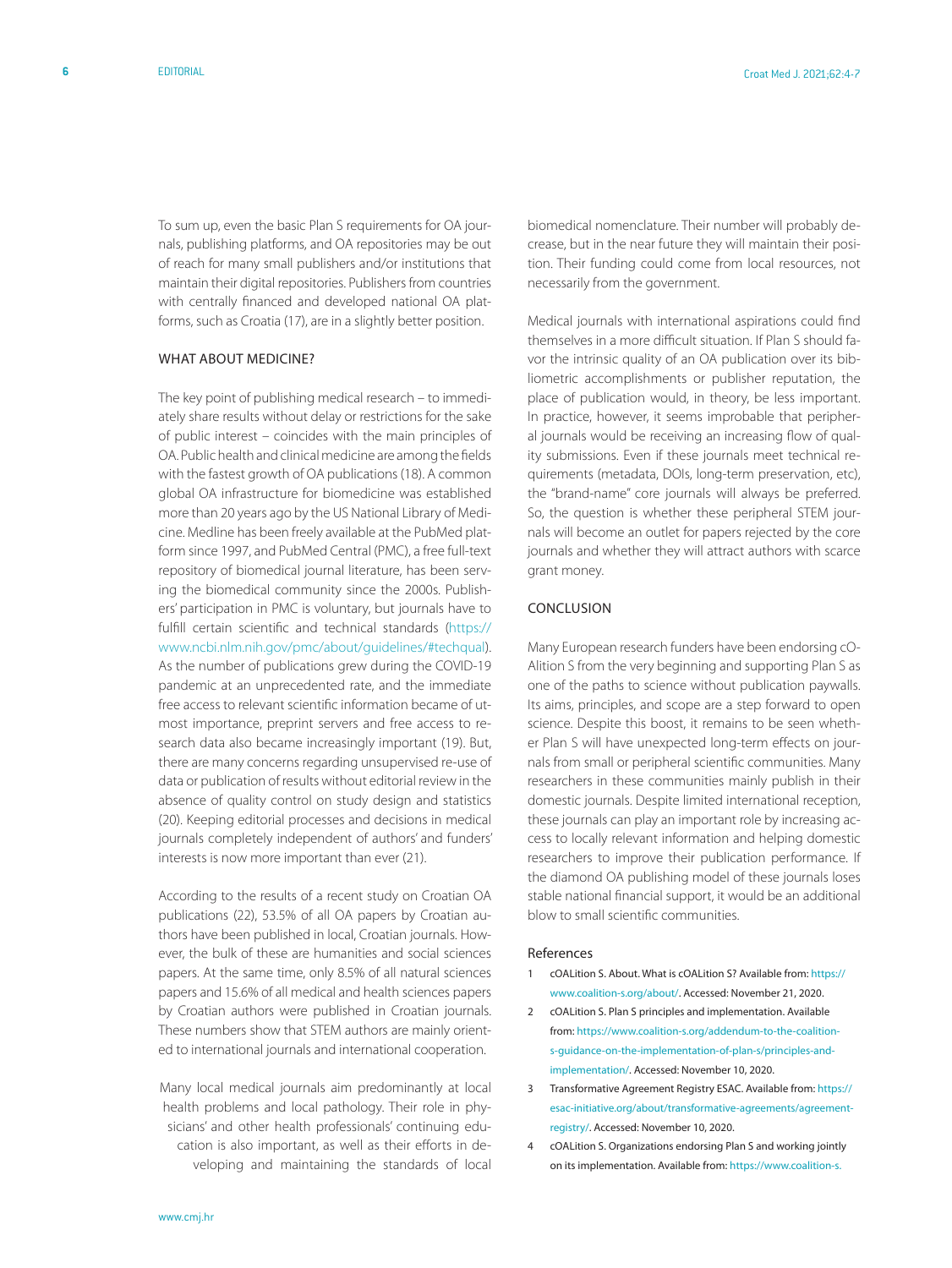To sum up, even the basic Plan S requirements for OA journals, publishing platforms, and OA repositories may be out of reach for many small publishers and/or institutions that maintain their digital repositories. Publishers from countries with centrally financed and developed national OA platforms, such as Croatia (17), are in a slightly better position.

## WHAT ABOUT MEDICINE?

The key point of publishing medical research – to immediately share results without delay or restrictions for the sake of public interest – coincides with the main principles of OA. Public health and clinical medicine are among the fields with the fastest growth of OA publications (18). A common global OA infrastructure for biomedicine was established more than 20 years ago by the US National Library of Medicine. Medline has been freely available at the PubMed platform since 1997, and PubMed Central (PMC), a free full-text repository of biomedical journal literature, has been serving the biomedical community since the 2000s. Publishers' participation in PMC is voluntary, but journals have to fulfill certain scientific and technical standards (https://www.ncbi.nlm.nih.gov/pmc/about/guidelines/#techqual). As the number of publications grew during the COVID-19 pandemic at an unprecedented rate, and the immediate free access to relevant scientific information became of utmost importance, preprint servers and free access to research data also became increasingly important (19). But, there are many concerns regarding unsupervised re-use of data or publication of results without editorial review in the absence of quality control on study design and statistics (20). Keeping editorial processes and decisions in medical journals completely independent of authors' and funders' interests is now more important than ever (21).

According to the results of a recent study on Croatian OA publications (22), 53.5% of all OA papers by Croatian authors have been published in local, Croatian journals. However, the bulk of these are humanities and social sciences papers. At the same time, only 8.5% of all natural sciences papers and 15.6% of all medical and health sciences papers by Croatian authors were published in Croatian journals. These numbers show that STEM authors are mainly oriented to international journals and international cooperation.

Many local medical journals aim predominantly at local health problems and local pathology. Their role in physicians' and other health professionals' continuing education is also important, as well as their efforts in developing and maintaining the standards of local biomedical nomenclature. Their number will probably decrease, but in the near future they will maintain their position. Their funding could come from local resources, not necessarily from the government.

Medical journals with international aspirations could find themselves in a more difficult situation. If Plan S should favor the intrinsic quality of an OA publication over its bibliometric accomplishments or publisher reputation, the place of publication would, in theory, be less important. In practice, however, it seems improbable that peripheral journals would be receiving an increasing flow of quality submissions. Even if these journals meet technical requirements (metadata, DOIs, long-term preservation, etc), the "brand-name" core journals will always be preferred. So, the question is whether these peripheral STEM journals will become an outlet for papers rejected by the core journals and whether they will attract authors with scarce grant money.

## CONCLUSION

Many European research funders have been endorsing cOAlition S from the very beginning and supporting Plan S as one of the paths to science without publication paywalls. Its aims, principles, and scope are a step forward to open science. Despite this boost, it remains to be seen whether Plan S will have unexpected long-term effects on journals from small or peripheral scientific communities. Many researchers in these communities mainly publish in their domestic journals. Despite limited international reception, these journals can play an important role by increasing access to locally relevant information and helping domestic researchers to improve their publication performance. If the diamond OA publishing model of these journals loses stable national financial support, it would be an additional blow to small scientific communities.

## References

1. cOALition S. About. What is cOALition S? Available from: https://www.coalition-s.org/about/. Accessed: November 21, 2020.
2. cOALition S. Plan S principles and implementation. Available from: https://www.coalition-s.org/addendum-to-the-coalition-s-guidance-on-the-implementation-of-plan-s/principles-and-implementation/. Accessed: November 10, 2020.
3. Transformative Agreement Registry ESAC. Available from: https://esac-initiative.org/about/transformative-agreements/agreement-registry/. Accessed: November 10, 2020.
4. cOALition S. Organizations endorsing Plan S and working jointly on its implementation. Available from: https://www.coalition-s.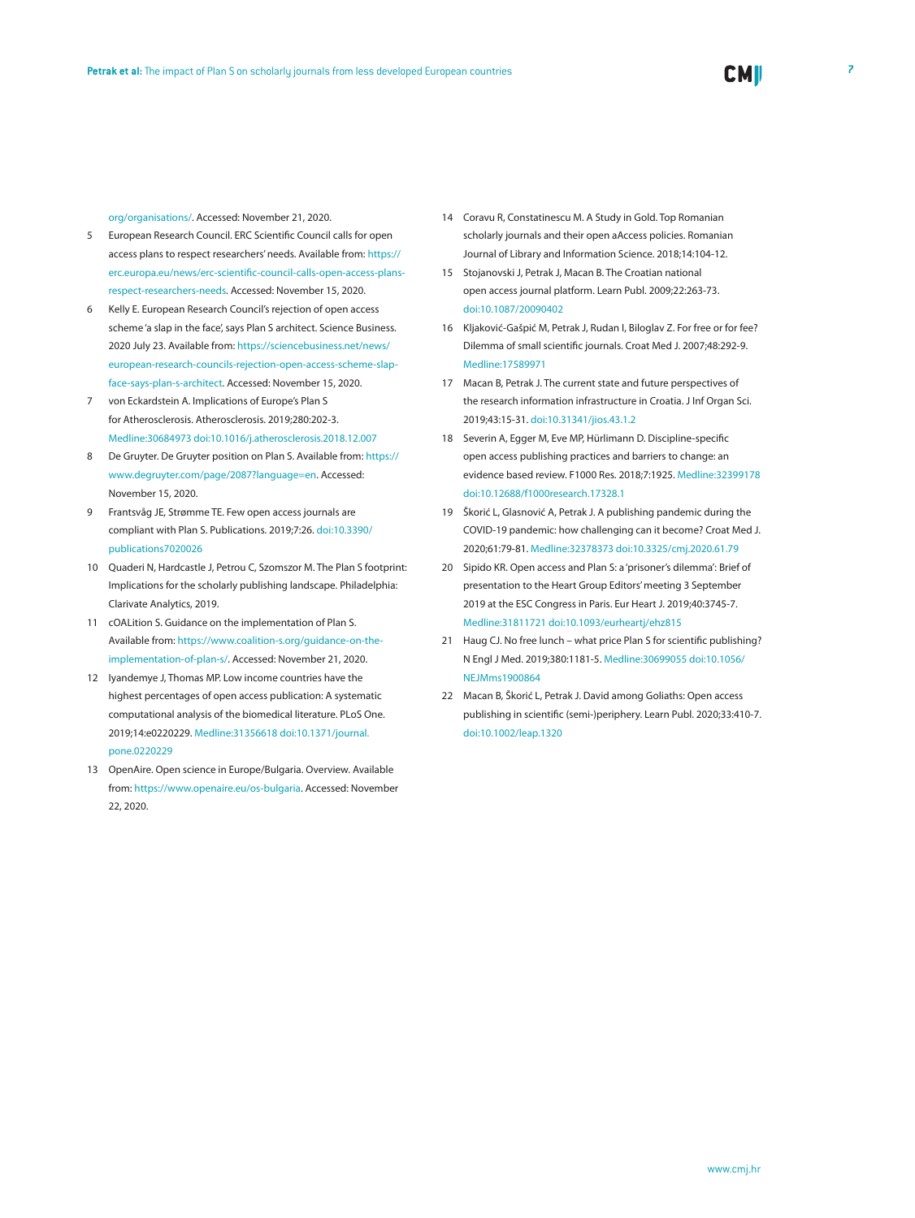org/organisations/. Accessed: November 21, 2020.

5 European Research Council. ERC Scientific Council calls for open access plans to respect researchers' needs. Available from: https://erc.europa.eu/news/erc-scientific-council-calls-open-access-plans-respect-researchers-needs. Accessed: November 15, 2020.

6 Kelly E. European Research Council's rejection of open access scheme 'a slap in the face', says Plan S architect. Science Business. 2020 July 23. Available from: https://sciencebusiness.net/news/european-research-councils-rejection-open-access-scheme-slap-face-says-plan-s-architect. Accessed: November 15, 2020.

7 von Eckardstein A. Implications of Europe's Plan S for Atherosclerosis. Atherosclerosis. 2019;280:202-3. Medline:30684973 doi:10.1016/j.atherosclerosis.2018.12.007

8 De Gruyter. De Gruyter position on Plan S. Available from: https://www.degruyter.com/page/2087?language=en. Accessed: November 15, 2020.

9 Frantsvåg JE, Strømme TE. Few open access journals are compliant with Plan S. Publications. 2019;7:26. doi:10.3390/publications7020026

10 Quaderi N, Hardcastle J, Petrou C, Szomszor M. The Plan S footprint: Implications for the scholarly publishing landscape. Philadelphia: Clarivate Analytics, 2019.

11 cOALition S. Guidance on the implementation of Plan S. Available from: https://www.coalition-s.org/guidance-on-the-implementation-of-plan-s/. Accessed: November 21, 2020.

12 Iyandemye J, Thomas MP. Low income countries have the highest percentages of open access publication: A systematic computational analysis of the biomedical literature. PLoS One. 2019;14:e0220229. Medline:31356618 doi:10.1371/journal.pone.0220229

13 OpenAire. Open science in Europe/Bulgaria. Overview. Available from: https://www.openaire.eu/os-bulgaria. Accessed: November 22, 2020.

14 Coravu R, Constatinescu M. A Study in Gold. Top Romanian scholarly journals and their open aAccess policies. Romanian Journal of Library and Information Science. 2018;14:104-12.

15 Stojanovski J, Petrak J, Macan B. The Croatian national open access journal platform. Learn Publ. 2009;22:263-73. doi:10.1087/20090402

16 Kljaković-Gašpić M, Petrak J, Rudan I, Biloglav Z. For free or for fee? Dilemma of small scientific journals. Croat Med J. 2007;48:292-9. Medline:17589971

17 Macan B, Petrak J. The current state and future perspectives of the research information infrastructure in Croatia. J Inf Organ Sci. 2019;43:15-31. doi:10.31341/jios.43.1.2

18 Severin A, Egger M, Eve MP, Hürlimann D. Discipline-specific open access publishing practices and barriers to change: an evidence based review. F1000 Res. 2018;7:1925. Medline:32399178 doi:10.12688/f1000research.17328.1

19 Škorić L, Glasnović A, Petrak J. A publishing pandemic during the COVID-19 pandemic: how challenging can it become? Croat Med J. 2020;61:79-81. Medline:32378373 doi:10.3325/cmj.2020.61.79

20 Sipido KR. Open access and Plan S: a 'prisoner's dilemma': Brief of presentation to the Heart Group Editors' meeting 3 September 2019 at the ESC Congress in Paris. Eur Heart J. 2019;40:3745-7. Medline:31811721 doi:10.1093/eurheartj/ehz815

21 Haug CJ. No free lunch – what price Plan S for scientific publishing? N Engl J Med. 2019;380:1181-5. Medline:30699055 doi:10.1056/NEJMms1900864

22 Macan B, Škorić L, Petrak J. David among Goliaths: Open access publishing in scientific (semi-)periphery. Learn Publ. 2020;33:410-7. doi:10.1002/leap.1320